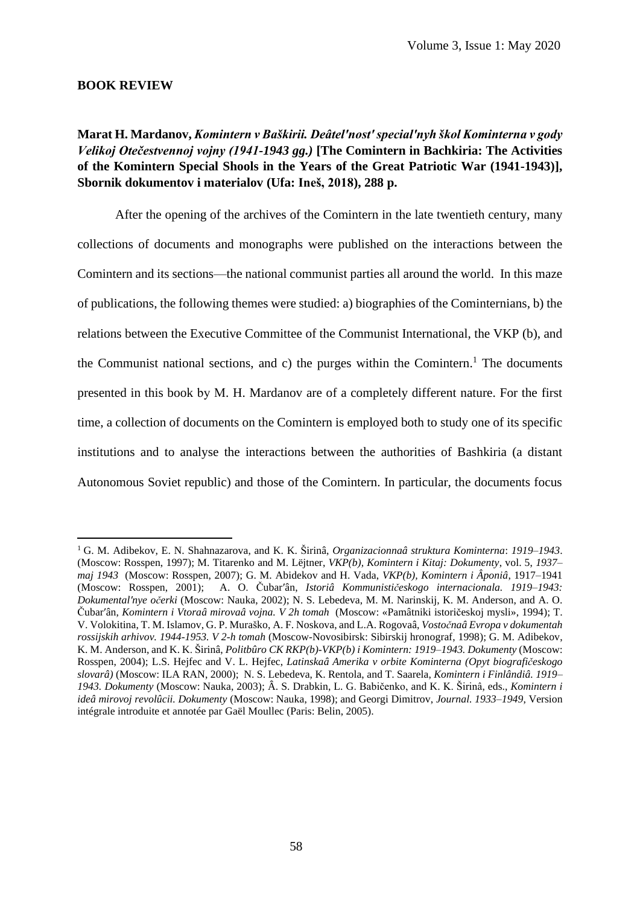**BOOK REVIEW**

**Marat H. Mardanov,** ***Komintern v Baškirii. Deâtel'nost' special'nyh škol Kominterna v gody Velikoj Otečestvennoj vojny (1941-1943 gg.)*** **[The Comintern in Bachkiria: The Activities of the Komintern Special Shools in the Years of the Great Patriotic War (1941-1943)], Sbornik dokumentov i materialov (Ufa: Ineš, 2018), 288 p.**

After the opening of the archives of the Comintern in the late twentieth century, many collections of documents and monographs were published on the interactions between the Comintern and its sections—the national communist parties all around the world. In this maze of publications, the following themes were studied: a) biographies of the Cominternians, b) the relations between the Executive Committee of the Communist International, the VKP (b), and the Communist national sections, and c) the purges within the Comintern.[1] The documents presented in this book by M. H. Mardanov are of a completely different nature. For the first time, a collection of documents on the Comintern is employed both to study one of its specific institutions and to analyse the interactions between the authorities of Bashkiria (a distant Autonomous Soviet republic) and those of the Comintern. In particular, the documents focus

---

[1] G. M. Adibekov, E. N. Shahnazarova, and K. K. Širinâ, *Organizacionnaâ struktura Kominterna*: *1919–1943*. (Moscow: Rosspen, 1997); M. Titarenko and M. Lëjtner, *VKP(b), Komintern i Kitaj: Dokumenty*, vol. 5, *1937–maj 1943* (Moscow: Rosspen, 2007); G. M. Abidekov and H. Vada, *VKP(b), Komintern i Âponiâ*, 1917–1941 (Moscow: Rosspen, 2001); A. O. Čubar′ân, *Istoriâ Kommunističeskogo internacionala. 1919–1943: Dokumental'nye očerki* (Moscow: Nauka, 2002); N. S. Lebedeva, M. M. Narinskij, K. M. Anderson, and A. O. Čubar′ân, *Komintern i Vtoraâ mirovaâ vojna. V 2h tomah* (Moscow: «Pamâtniki istoričeskoj mysli», 1994); T. V. Volokitina, T. M. Islamov, G. P. Muraško, A. F. Noskova, and L.A. Rogovaâ, *Vostočnaâ Evropa v dokumentah rossijskih arhivov. 1944-1953. V 2-h tomah* (Moscow-Novosibirsk: Sibirskij hronograf, 1998); G. M. Adibekov, K. M. Anderson, and K. K. Širinâ, *Politbûro CK RKP(b)-VKP(b) i Komintern: 1919–1943. Dokumenty* (Moscow: Rosspen, 2004); L.S. Hejfec and V. L. Hejfec, *Latinskaâ Amerika v orbite Kominterna (Opyt biografičeskogo slovarâ)* (Moscow: ILA RAN, 2000); N. S. Lebedeva, K. Rentola, and T. Saarela, *Komintern i Finlândiâ. 1919–1943. Dokumenty* (Moscow: Nauka, 2003); Â. S. Drabkin, L. G. Babičenko, and K. K. Širinâ, eds., *Komintern i ideâ mirovoj revolûcii. Dokumenty* (Moscow: Nauka, 1998); and Georgi Dimitrov, *Journal. 1933–1949*, Version intégrale introduite et annotée par Gaël Moullec (Paris: Belin, 2005).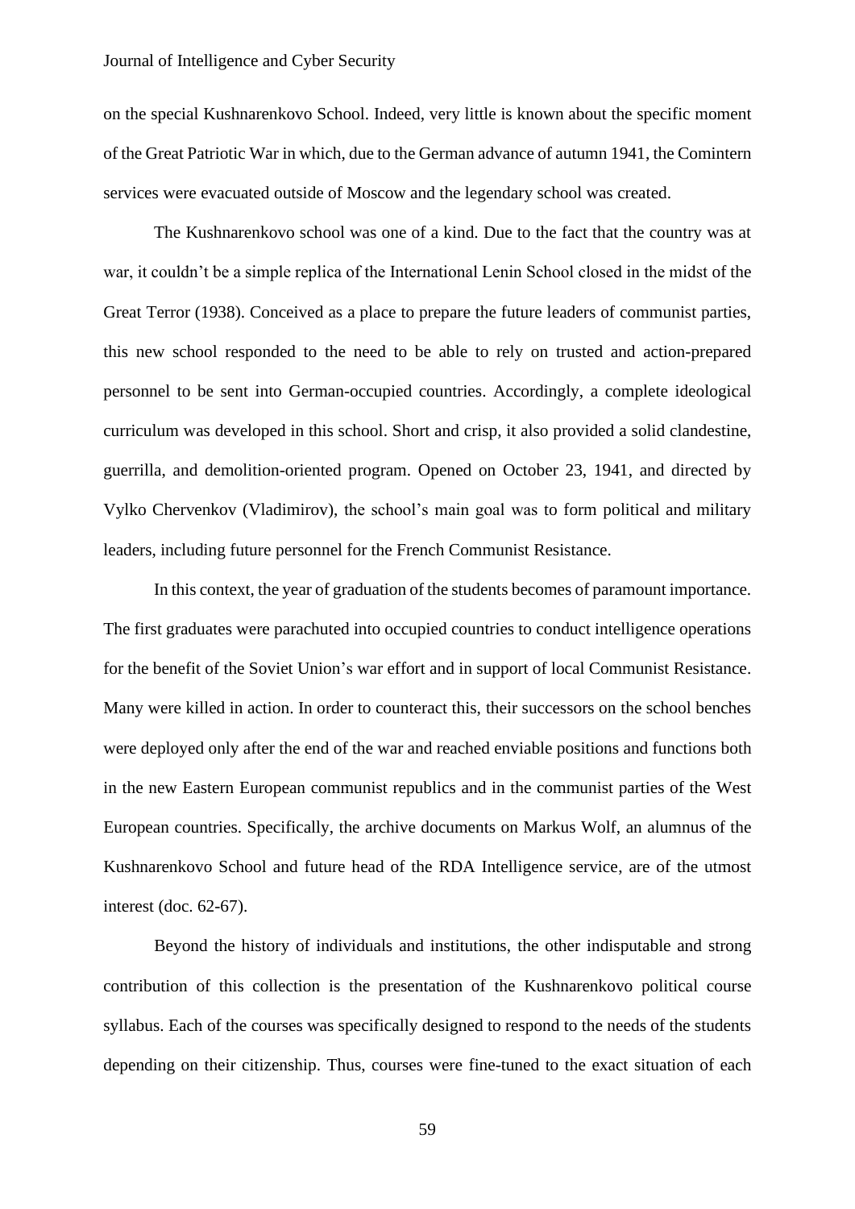on the special Kushnarenkovo School. Indeed, very little is known about the specific moment of the Great Patriotic War in which, due to the German advance of autumn 1941, the Comintern services were evacuated outside of Moscow and the legendary school was created.

The Kushnarenkovo school was one of a kind. Due to the fact that the country was at war, it couldn't be a simple replica of the International Lenin School closed in the midst of the Great Terror (1938). Conceived as a place to prepare the future leaders of communist parties, this new school responded to the need to be able to rely on trusted and action-prepared personnel to be sent into German-occupied countries. Accordingly, a complete ideological curriculum was developed in this school. Short and crisp, it also provided a solid clandestine, guerrilla, and demolition-oriented program. Opened on October 23, 1941, and directed by Vylko Chervenkov (Vladimirov), the school's main goal was to form political and military leaders, including future personnel for the French Communist Resistance.

In this context, the year of graduation of the students becomes of paramount importance. The first graduates were parachuted into occupied countries to conduct intelligence operations for the benefit of the Soviet Union's war effort and in support of local Communist Resistance. Many were killed in action. In order to counteract this, their successors on the school benches were deployed only after the end of the war and reached enviable positions and functions both in the new Eastern European communist republics and in the communist parties of the West European countries. Specifically, the archive documents on Markus Wolf, an alumnus of the Kushnarenkovo School and future head of the RDA Intelligence service, are of the utmost interest (doc. 62-67).

Beyond the history of individuals and institutions, the other indisputable and strong contribution of this collection is the presentation of the Kushnarenkovo political course syllabus. Each of the courses was specifically designed to respond to the needs of the students depending on their citizenship. Thus, courses were fine-tuned to the exact situation of each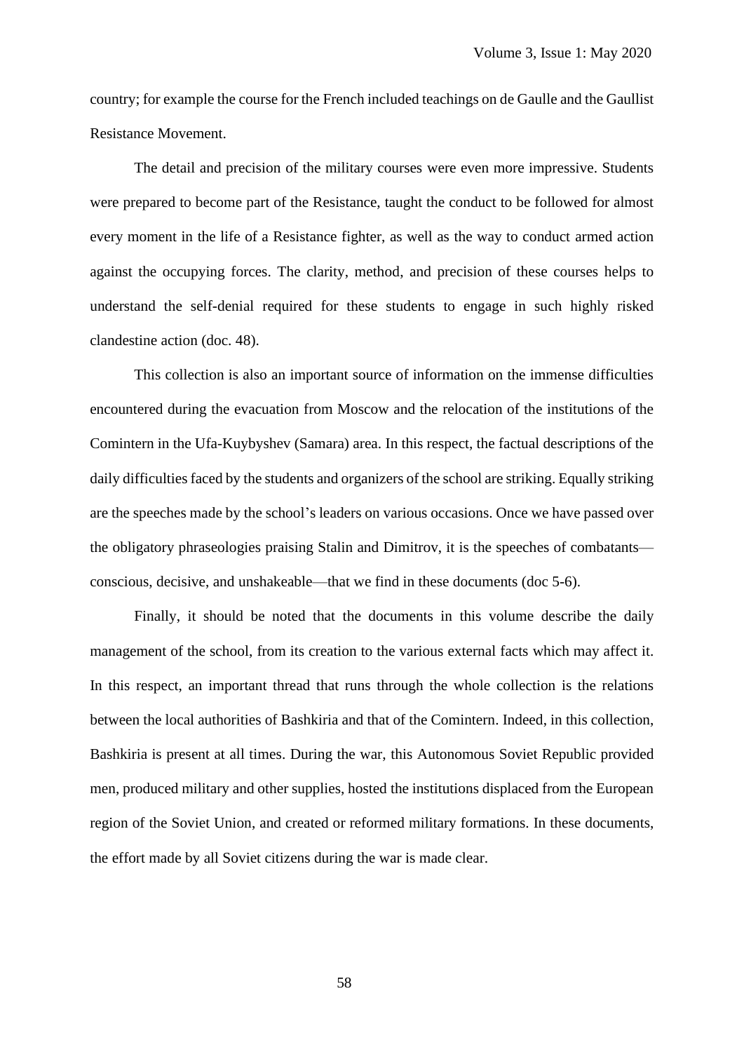country; for example the course for the French included teachings on de Gaulle and the Gaullist Resistance Movement.

The detail and precision of the military courses were even more impressive. Students were prepared to become part of the Resistance, taught the conduct to be followed for almost every moment in the life of a Resistance fighter, as well as the way to conduct armed action against the occupying forces. The clarity, method, and precision of these courses helps to understand the self-denial required for these students to engage in such highly risked clandestine action (doc. 48).

This collection is also an important source of information on the immense difficulties encountered during the evacuation from Moscow and the relocation of the institutions of the Comintern in the Ufa-Kuybyshev (Samara) area. In this respect, the factual descriptions of the daily difficulties faced by the students and organizers of the school are striking. Equally striking are the speeches made by the school's leaders on various occasions. Once we have passed over the obligatory phraseologies praising Stalin and Dimitrov, it is the speeches of combatants—conscious, decisive, and unshakeable—that we find in these documents (doc 5-6).

Finally, it should be noted that the documents in this volume describe the daily management of the school, from its creation to the various external facts which may affect it. In this respect, an important thread that runs through the whole collection is the relations between the local authorities of Bashkiria and that of the Comintern. Indeed, in this collection, Bashkiria is present at all times. During the war, this Autonomous Soviet Republic provided men, produced military and other supplies, hosted the institutions displaced from the European region of the Soviet Union, and created or reformed military formations. In these documents, the effort made by all Soviet citizens during the war is made clear.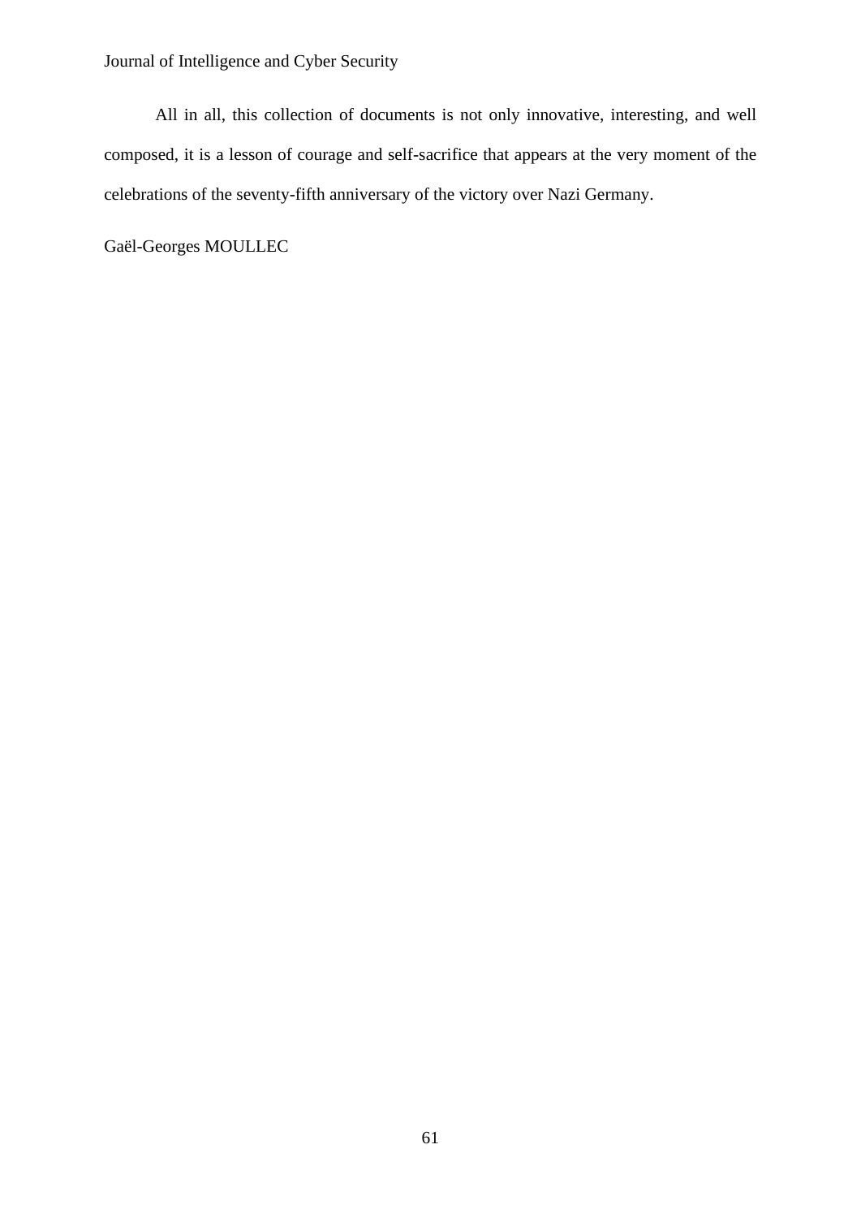All in all, this collection of documents is not only innovative, interesting, and well composed, it is a lesson of courage and self-sacrifice that appears at the very moment of the celebrations of the seventy-fifth anniversary of the victory over Nazi Germany.

Gaël-Georges MOULLEC